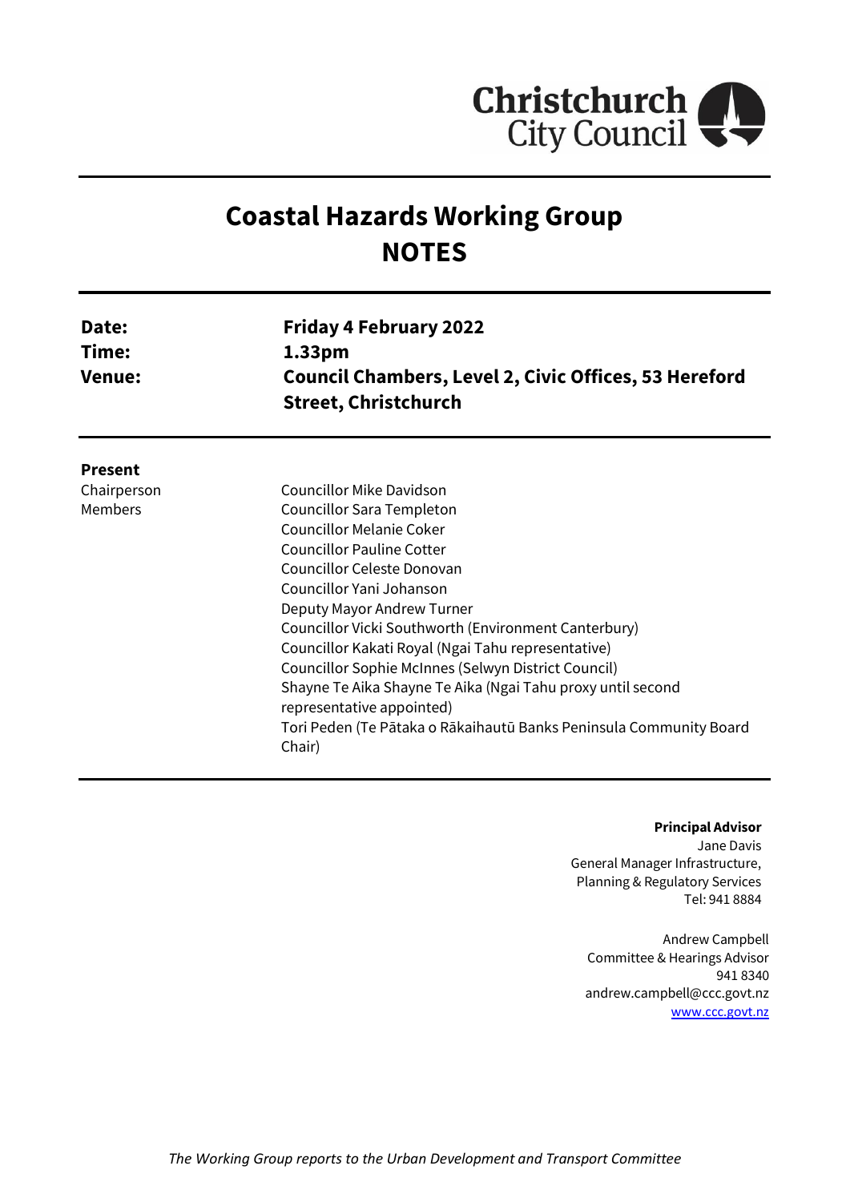Christchurch City Council

# Coastal Hazards Working Group
# NOTES

| | |
|---|---|
| **Date:** | **Friday 4 February 2022** |
| **Time:** | **1.33pm** |
| **Venue:** | **Council Chambers, Level 2, Civic Offices, 53 Hereford Street, Christchurch** |

**Present**

| | |
|---|---|
| Chairperson | Councillor Mike Davidson |
| Members | Councillor Sara Templeton |
| | Councillor Melanie Coker |
| | Councillor Pauline Cotter |
| | Councillor Celeste Donovan |
| | Councillor Yani Johanson |
| | Deputy Mayor Andrew Turner |
| | Councillor Vicki Southworth (Environment Canterbury) |
| | Councillor Kakati Royal (Ngai Tahu representative) |
| | Councillor Sophie McInnes (Selwyn District Council) |
| | Shayne Te Aika Shayne Te Aika (Ngai Tahu proxy until second representative appointed) |
| | Tori Peden (Te Pātaka o Rākaihautū Banks Peninsula Community Board Chair) |

**Principal Advisor**
Jane Davis
General Manager Infrastructure,
Planning & Regulatory Services
Tel: 941 8884

Andrew Campbell
Committee & Hearings Advisor
941 8340
andrew.campbell@ccc.govt.nz
www.ccc.govt.nz

*The Working Group reports to the Urban Development and Transport Committee*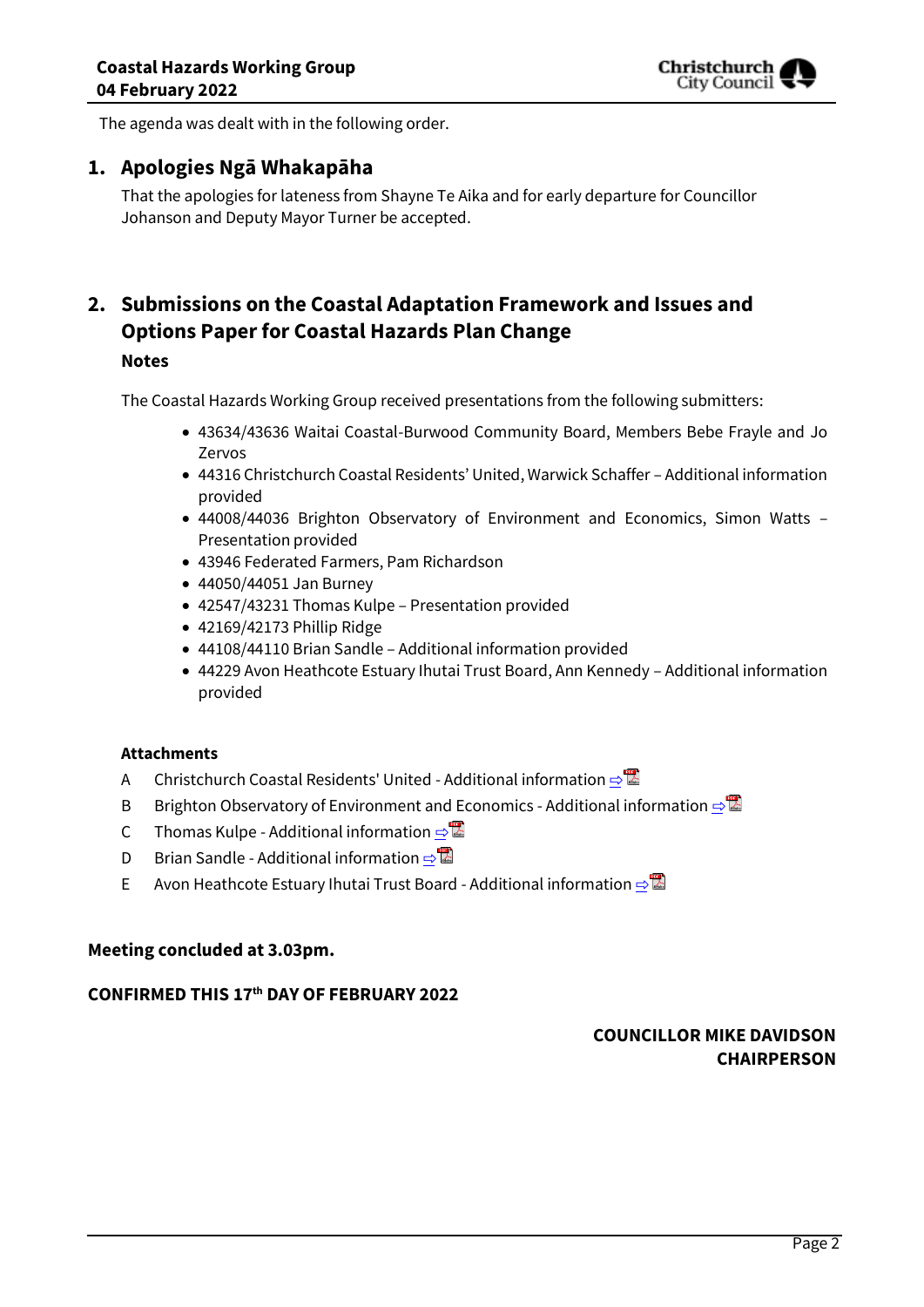The agenda was dealt with in the following order.

## 1. Apologies Ngā Whakapāha

That the apologies for lateness from Shayne Te Aika and for early departure for Councillor Johanson and Deputy Mayor Turner be accepted.

## 2. Submissions on the Coastal Adaptation Framework and Issues and Options Paper for Coastal Hazards Plan Change

### Notes

The Coastal Hazards Working Group received presentations from the following submitters:

- 43634/43636 Waitai Coastal-Burwood Community Board, Members Bebe Frayle and Jo Zervos
- 44316 Christchurch Coastal Residents' United, Warwick Schaffer – Additional information provided
- 44008/44036 Brighton Observatory of Environment and Economics, Simon Watts – Presentation provided
- 43946 Federated Farmers, Pam Richardson
- 44050/44051 Jan Burney
- 42547/43231 Thomas Kulpe – Presentation provided
- 42169/42173 Phillip Ridge
- 44108/44110 Brian Sandle – Additional information provided
- 44229 Avon Heathcote Estuary Ihutai Trust Board, Ann Kennedy – Additional information provided

**Attachments**

A Christchurch Coastal Residents' United - Additional information

B Brighton Observatory of Environment and Economics - Additional information

C Thomas Kulpe - Additional information

D Brian Sandle - Additional information

E Avon Heathcote Estuary Ihutai Trust Board - Additional information

**Meeting concluded at 3.03pm.**

**CONFIRMED THIS 17th DAY OF FEBRUARY 2022**

**COUNCILLOR MIKE DAVIDSON**
**CHAIRPERSON**